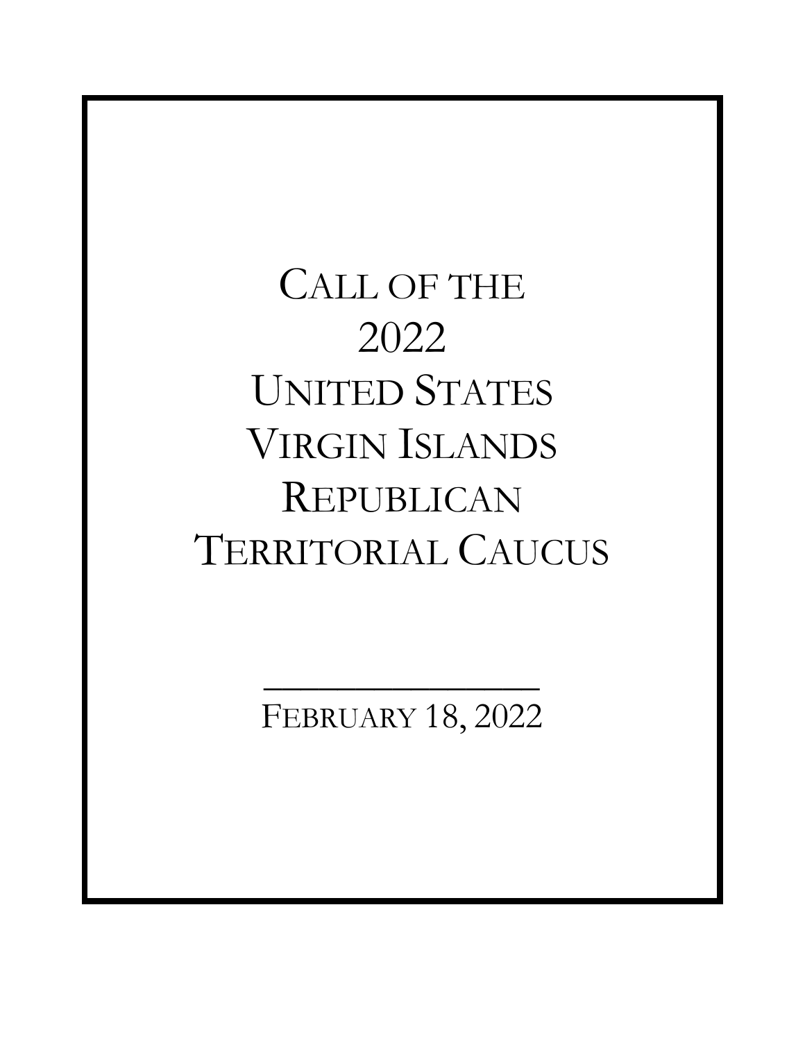# CALL OF THE 2022 UNITED STATES VIRGIN ISLANDS REPUBLICAN TERRITORIAL CAUCUS

---

FEBRUARY 18, 2022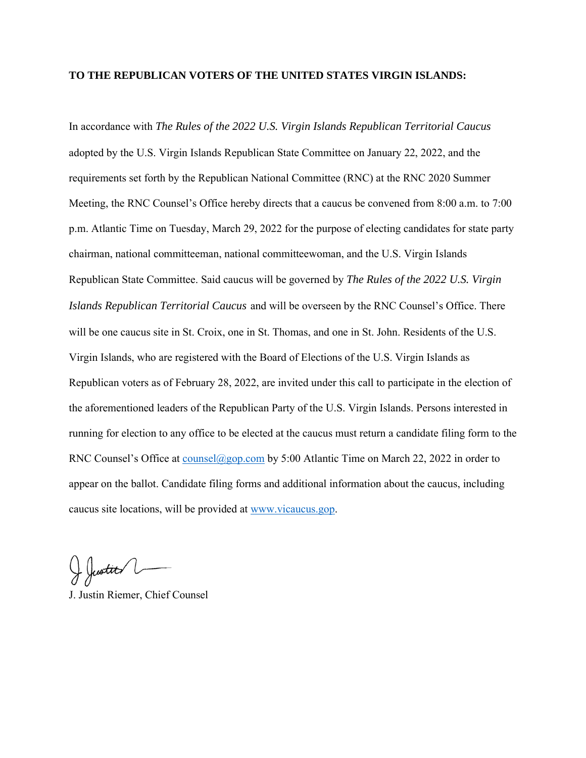**TO THE REPUBLICAN VOTERS OF THE UNITED STATES VIRGIN ISLANDS:**

In accordance with *The Rules of the 2022 U.S. Virgin Islands Republican Territorial Caucus* adopted by the U.S. Virgin Islands Republican State Committee on January 22, 2022, and the requirements set forth by the Republican National Committee (RNC) at the RNC 2020 Summer Meeting, the RNC Counsel's Office hereby directs that a caucus be convened from 8:00 a.m. to 7:00 p.m. Atlantic Time on Tuesday, March 29, 2022 for the purpose of electing candidates for state party chairman, national committeeman, national committeewoman, and the U.S. Virgin Islands Republican State Committee. Said caucus will be governed by *The Rules of the 2022 U.S. Virgin Islands Republican Territorial Caucus* and will be overseen by the RNC Counsel's Office. There will be one caucus site in St. Croix, one in St. Thomas, and one in St. John. Residents of the U.S. Virgin Islands, who are registered with the Board of Elections of the U.S. Virgin Islands as Republican voters as of February 28, 2022, are invited under this call to participate in the election of the aforementioned leaders of the Republican Party of the U.S. Virgin Islands. Persons interested in running for election to any office to be elected at the caucus must return a candidate filing form to the RNC Counsel's Office at counsel@gop.com by 5:00 Atlantic Time on March 22, 2022 in order to appear on the ballot. Candidate filing forms and additional information about the caucus, including caucus site locations, will be provided at www.vicaucus.gop.

J. Justin Riemer, Chief Counsel